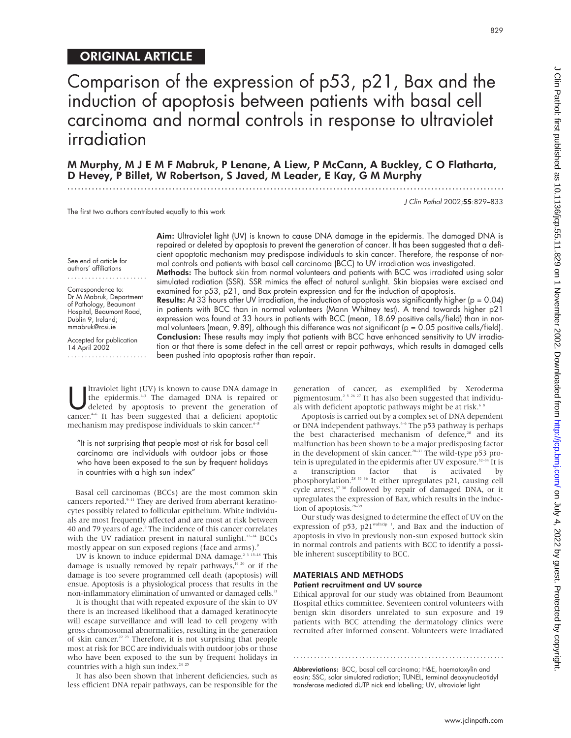ORIGINAL ARTICLE

# Comparison of the expression of p53, p21, Bax and the induction of apoptosis between patients with basal cell carcinoma and normal controls in response to ultraviolet irradiation

**M Murphy, M J E M F Mabruk, P Lenane, A Liew, P McCann, A Buckley, C O Flatharta, D Hevey, P Billet, W Robertson, S Javed, M Leader, E Kay, G M Murphy**

The first two authors contributed equally to this work

See end of article for authors' affiliations

Correspondence to: Dr M Mabruk, Department of Pathology, Beaumont Hospital, Beaumont Road, Dublin 9, Ireland; mmabruk@rcsi.ie

Accepted for publication 14 April 2002

**Aim:** Ultraviolet light (UV) is known to cause DNA damage in the epidermis. The damaged DNA is repaired or deleted by apoptosis to prevent the generation of cancer. It has been suggested that a deficient apoptotic mechanism may predispose individuals to skin cancer. Therefore, the response of normal controls and patients with basal cell carcinoma (BCC) to UV irradiation was investigated.

**Methods:** The buttock skin from normal volunteers and patients with BCC was irradiated using solar simulated radiation (SSR). SSR mimics the effect of natural sunlight. Skin biopsies were excised and examined for p53, p21, and Bax protein expression and for the induction of apoptosis.

**Results:** At 33 hours after UV irradiation, the induction of apoptosis was significantly higher (p = 0.04) in patients with BCC than in normal volunteers (Mann Whitney test). A trend towards higher p21 expression was found at 33 hours in patients with BCC (mean, 18.69 positive cells/field) than in normal volunteers (mean, 9.89), although this difference was not significant (p = 0.05 positive cells/field).

**Conclusion:** These results may imply that patients with BCC have enhanced sensitivity to UV irradiation or that there is some defect in the cell arrest or repair pathways, which results in damaged cells been pushed into apoptosis rather than repair.

Ultraviolet light (UV) is known to cause DNA damage in the epidermis.[1–3] The damaged DNA is repaired or deleted by apoptosis to prevent the generation of cancer.[4–6] It has been suggested that a deficient apoptotic mechanism may predispose individuals to skin cancer.[6–8]

> "It is not surprising that people most at risk for basal cell carcinoma are individuals with outdoor jobs or those who have been exposed to the sun by frequent holidays in countries with a high sun index"

Basal cell carcinomas (BCCs) are the most common skin cancers reported.[9–11] They are derived from aberrant keratinocytes possibly related to follicular epithelium. White individuals are most frequently affected and are most at risk between 40 and 79 years of age.[9] The incidence of this cancer correlates with the UV radiation present in natural sunlight.[12–14] BCCs mostly appear on sun exposed regions (face and arms).[9]

UV is known to induce epidermal DNA damage.[2 3 15–18] This damage is usually removed by repair pathways,[19 20] or if the damage is too severe programmed cell death (apoptosis) will ensue. Apoptosis is a physiological process that results in the non-inflammatory elimination of unwanted or damaged cells.[21]

It is thought that with repeated exposure of the skin to UV there is an increased likelihood that a damaged keratinocyte will escape surveillance and will lead to cell progeny with gross chromosomal abnormalities, resulting in the generation of skin cancer.[22 23] Therefore, it is not surprising that people most at risk for BCC are individuals with outdoor jobs or those who have been exposed to the sun by frequent holidays in countries with a high sun index.[24 25]

It has also been shown that inherent deficiencies, such as less efficient DNA repair pathways, can be responsible for the generation of cancer, as exemplified by Xeroderma pigmentosum.[2 5 26 27] It has also been suggested that individuals with deficient apoptotic pathways might be at risk.[6 8]

Apoptosis is carried out by a complex set of DNA dependent or DNA independent pathways.[4–6] The p53 pathway is perhaps the best characterised mechanism of defence,[28] and its malfunction has been shown to be a major predisposing factor in the development of skin cancer.[28–31] The wild-type p53 protein is upregulated in the epidermis after UV exposure.[32–34] It is a transcription factor that is activated by phosphorylation.[28 35 36] It either upregulates p21, causing cell cycle arrest,[37 38] followed by repair of damaged DNA, or it upregulates the expression of Bax, which results in the induction of apoptosis.[28–39]

Our study was designed to determine the effect of UV on the expression of p53, $p21^{waf1/cip\ 1}$, and Bax and the induction of apoptosis in vivo in previously non-sun exposed buttock skin in normal controls and patients with BCC to identify a possible inherent susceptibility to BCC.

## MATERIALS AND METHODS

### Patient recruitment and UV source

Ethical approval for our study was obtained from Beaumont Hospital ethics committee. Seventeen control volunteers with benign skin disorders unrelated to sun exposure and 19 patients with BCC attending the dermatology clinics were recruited after informed consent. Volunteers were irradiated

**Abbreviations:** BCC, basal cell carcinoma; H&E, haematoxylin and eosin; SSC, solar simulated radiation; TUNEL, terminal deoxynucleotidyl transferase mediated dUTP nick end labelling; UV, ultraviolet light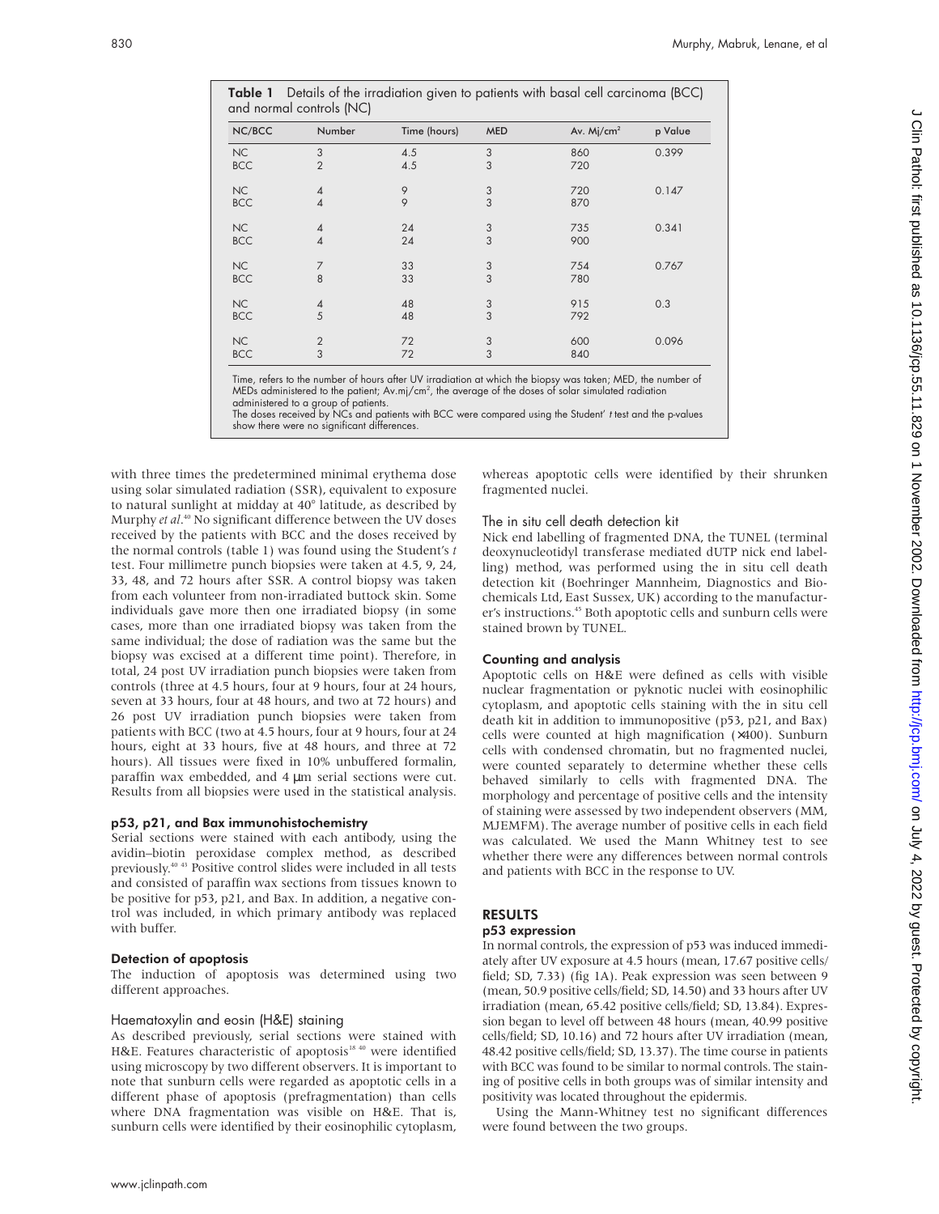**Table 1** Details of the irradiation given to patients with basal cell carcinoma (BCC) and normal controls (NC)

| NC/BCC | Number | Time (hours) | MED | Av. Mj/cm$^2$ | p Value |
|---|---|---|---|---|---|
| NC | 3 | 4.5 | 3 | 860 | 0.399 |
| BCC | 2 | 4.5 | 3 | 720 | |
| NC | 4 | 9 | 3 | 720 | 0.147 |
| BCC | 4 | 9 | 3 | 870 | |
| NC | 4 | 24 | 3 | 735 | 0.341 |
| BCC | 4 | 24 | 3 | 900 | |
| NC | 7 | 33 | 3 | 754 | 0.767 |
| BCC | 8 | 33 | 3 | 780 | |
| NC | 4 | 48 | 3 | 915 | 0.3 |
| BCC | 5 | 48 | 3 | 792 | |
| NC | 2 | 72 | 3 | 600 | 0.096 |
| BCC | 3 | 72 | 3 | 840 | |

Time, refers to the number of hours after UV irradiation at which the biopsy was taken; MED, the number of MEDs administered to the patient; Av.mj/cm$^2$, the average of the doses of solar simulated radiation administered to a group of patients.
The doses received by NCs and patients with BCC were compared using the Student' *t* test and the p-values show there were no significant differences.

with three times the predetermined minimal erythema dose using solar simulated radiation (SSR), equivalent to exposure to natural sunlight at midday at 40° latitude, as described by Murphy *et al*.[40] No significant difference between the UV doses received by the patients with BCC and the doses received by the normal controls (table 1) was found using the Student's *t* test. Four millimetre punch biopsies were taken at 4.5, 9, 24, 33, 48, and 72 hours after SSR. A control biopsy was taken from each volunteer from non-irradiated buttock skin. Some individuals gave more then one irradiated biopsy (in some cases, more than one irradiated biopsy was taken from the same individual; the dose of radiation was the same but the biopsy was excised at a different time point). Therefore, in total, 24 post UV irradiation punch biopsies were taken from controls (three at 4.5 hours, four at 9 hours, four at 24 hours, seven at 33 hours, four at 48 hours, and two at 72 hours) and 26 post UV irradiation punch biopsies were taken from patients with BCC (two at 4.5 hours, four at 9 hours, four at 24 hours, eight at 33 hours, five at 48 hours, and three at 72 hours). All tissues were fixed in 10% unbuffered formalin, paraffin wax embedded, and 4 µm serial sections were cut. Results from all biopsies were used in the statistical analysis.

### p53, p21, and Bax immunohistochemistry

Serial sections were stained with each antibody, using the avidin–biotin peroxidase complex method, as described previously.[40,43] Positive control slides were included in all tests and consisted of paraffin wax sections from tissues known to be positive for p53, p21, and Bax. In addition, a negative control was included, in which primary antibody was replaced with buffer.

### Detection of apoptosis

The induction of apoptosis was determined using two different approaches.

#### Haematoxylin and eosin (H&E) staining

As described previously, serial sections were stained with H&E. Features characteristic of apoptosis[18,40] were identified using microscopy by two different observers. It is important to note that sunburn cells were regarded as apoptotic cells in a different phase of apoptosis (prefragmentation) than cells where DNA fragmentation was visible on H&E. That is, sunburn cells were identified by their eosinophilic cytoplasm, whereas apoptotic cells were identified by their shrunken fragmented nuclei.

#### The in situ cell death detection kit

Nick end labelling of fragmented DNA, the TUNEL (terminal deoxynucleotidyl transferase mediated dUTP nick end labelling) method, was performed using the in situ cell death detection kit (Boehringer Mannheim, Diagnostics and Biochemicals Ltd, East Sussex, UK) according to the manufacturer's instructions.[45] Both apoptotic cells and sunburn cells were stained brown by TUNEL.

### Counting and analysis

Apoptotic cells on H&E were defined as cells with visible nuclear fragmentation or pyknotic nuclei with eosinophilic cytoplasm, and apoptotic cells staining with the in situ cell death kit in addition to immunopositive (p53, p21, and Bax) cells were counted at high magnification (×400). Sunburn cells with condensed chromatin, but no fragmented nuclei, were counted separately to determine whether these cells behaved similarly to cells with fragmented DNA. The morphology and percentage of positive cells and the intensity of staining were assessed by two independent observers (MM, MJEMFM). The average number of positive cells in each field was calculated. We used the Mann Whitney test to see whether there were any differences between normal controls and patients with BCC in the response to UV.

## RESULTS

### p53 expression

In normal controls, the expression of p53 was induced immediately after UV exposure at 4.5 hours (mean, 17.67 positive cells/field; SD, 7.33) (fig 1A). Peak expression was seen between 9 (mean, 50.9 positive cells/field; SD, 14.50) and 33 hours after UV irradiation (mean, 65.42 positive cells/field; SD, 13.84). Expression began to level off between 48 hours (mean, 40.99 positive cells/field; SD, 10.16) and 72 hours after UV irradiation (mean, 48.42 positive cells/field; SD, 13.37). The time course in patients with BCC was found to be similar to normal controls. The staining of positive cells in both groups was of similar intensity and positivity was located throughout the epidermis.

Using the Mann-Whitney test no significant differences were found between the two groups.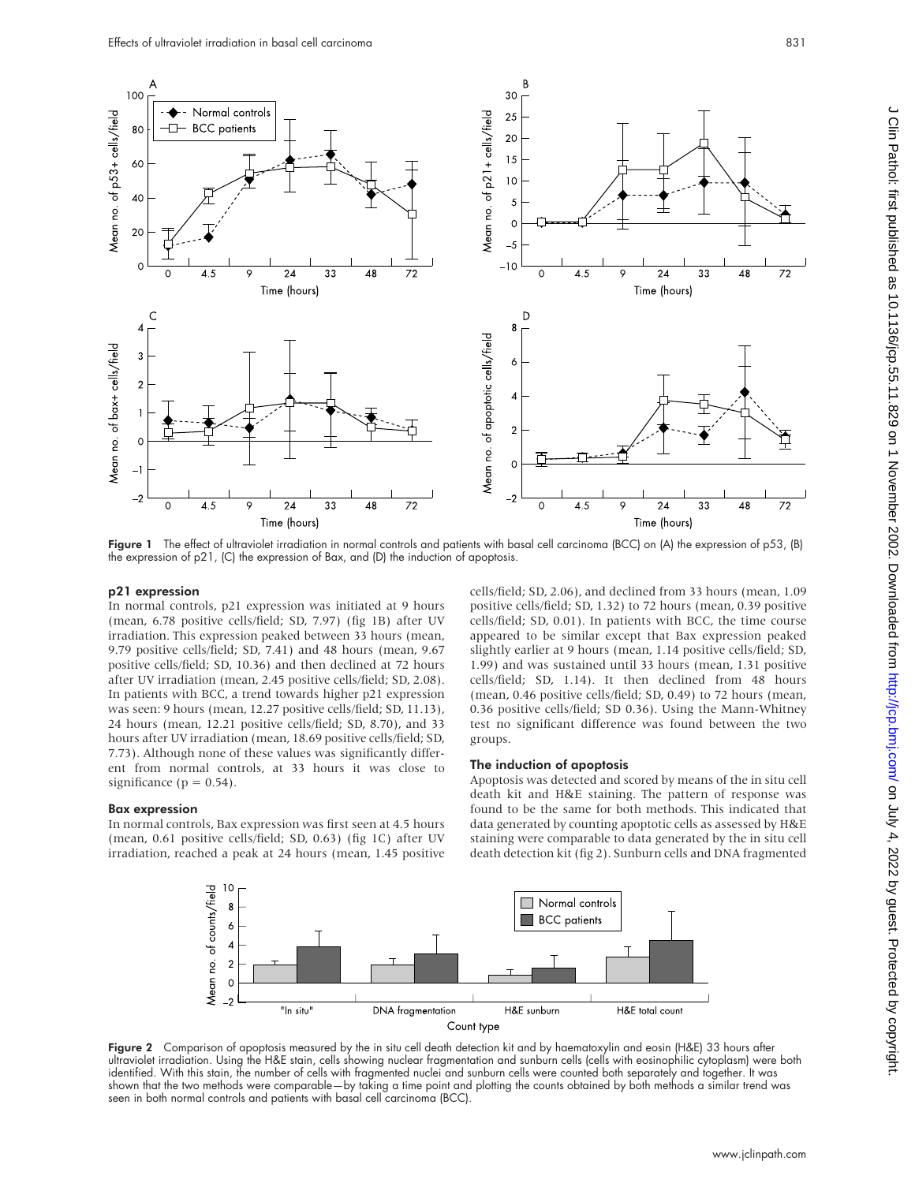Figure 1 The effect of ultraviolet irradiation in normal controls and patients with basal cell carcinoma (BCC) on (A) the expression of p53, (B) the expression of p21, (C) the expression of Bax, and (D) the induction of apoptosis.

### p21 expression

In normal controls, p21 expression was initiated at 9 hours (mean, 6.78 positive cells/field; SD, 7.97) (fig 1B) after UV irradiation. This expression peaked between 33 hours (mean, 9.79 positive cells/field; SD, 7.41) and 48 hours (mean, 9.67 positive cells/field; SD, 10.36) and then declined at 72 hours after UV irradiation (mean, 2.45 positive cells/field; SD, 2.08). In patients with BCC, a trend towards higher p21 expression was seen: 9 hours (mean, 12.27 positive cells/field; SD, 11.13), 24 hours (mean, 12.21 positive cells/field; SD, 8.70), and 33 hours after UV irradiation (mean, 18.69 positive cells/field; SD, 7.73). Although none of these values was significantly different from normal controls, at 33 hours it was close to significance ($p = 0.54$).

### Bax expression

In normal controls, Bax expression was first seen at 4.5 hours (mean, 0.61 positive cells/field; SD, 0.63) (fig 1C) after UV irradiation, reached a peak at 24 hours (mean, 1.45 positive cells/field; SD, 2.06), and declined from 33 hours (mean, 1.09 positive cells/field; SD, 1.32) to 72 hours (mean, 0.39 positive cells/field; SD, 0.01). In patients with BCC, the time course appeared to be similar except that Bax expression peaked slightly earlier at 9 hours (mean, 1.14 positive cells/field; SD, 1.99) and was sustained until 33 hours (mean, 1.31 positive cells/field; SD, 1.14). It then declined from 48 hours (mean, 0.46 positive cells/field; SD, 0.49) to 72 hours (mean, 0.36 positive cells/field; SD 0.36). Using the Mann-Whitney test no significant difference was found between the two groups.

### The induction of apoptosis

Apoptosis was detected and scored by means of the in situ cell death kit and H&E staining. The pattern of response was found to be the same for both methods. This indicated that data generated by counting apoptotic cells as assessed by H&E staining were comparable to data generated by the in situ cell death detection kit (fig 2). Sunburn cells and DNA fragmented

Figure 2 Comparison of apoptosis measured by the in situ cell death detection kit and by haematoxylin and eosin (H&E) 33 hours after ultraviolet irradiation. Using the H&E stain, cells showing nuclear fragmentation and sunburn cells (cells with eosinophilic cytoplasm) were both identified. With this stain, the number of cells with fragmented nuclei and sunburn cells were counted both separately and together. It was shown that the two methods were comparable—by taking a time point and plotting the counts obtained by both methods a similar trend was seen in both normal controls and patients with basal cell carcinoma (BCC).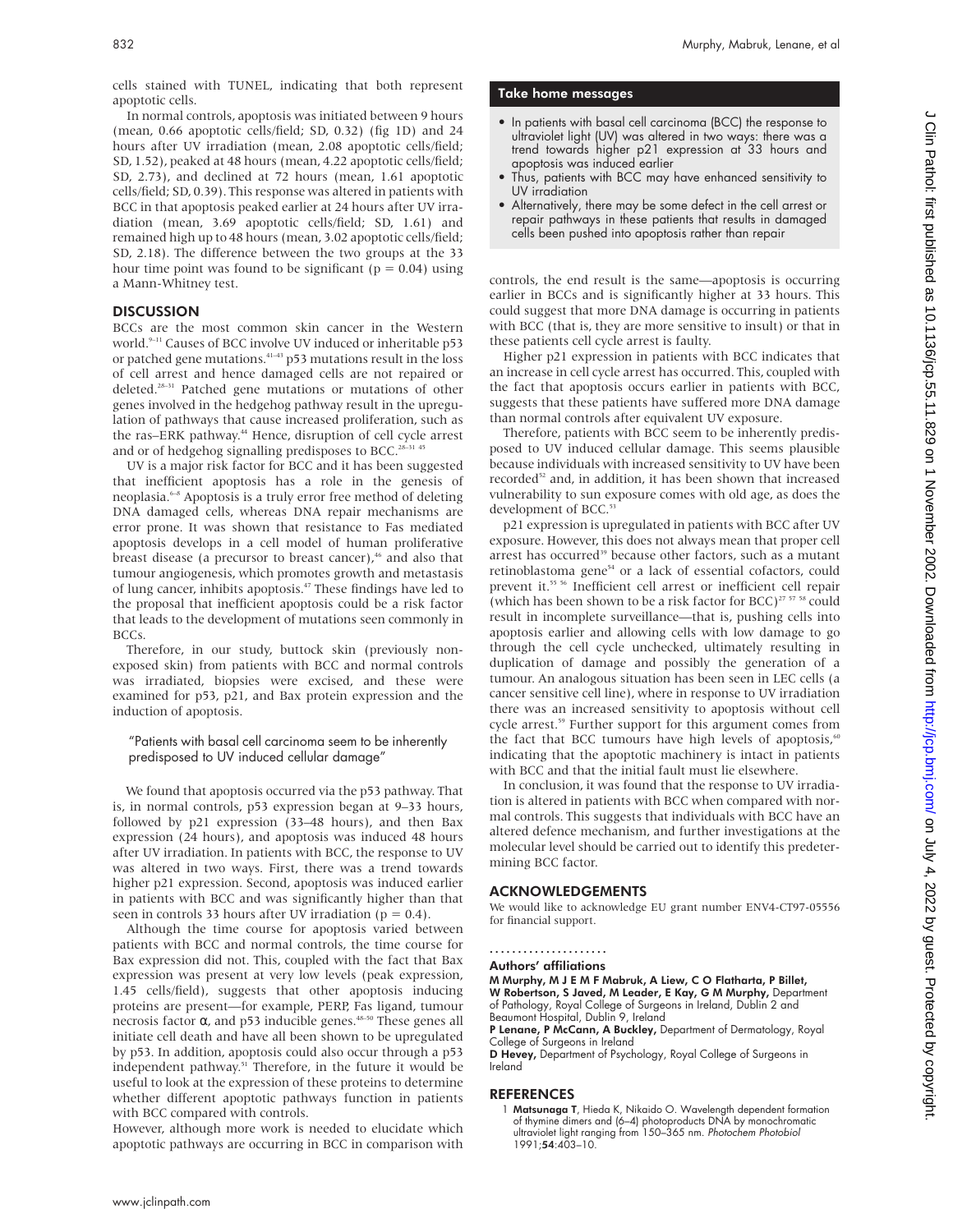cells stained with TUNEL, indicating that both represent apoptotic cells.

In normal controls, apoptosis was initiated between 9 hours (mean, 0.66 apoptotic cells/field; SD, 0.32) (fig 1D) and 24 hours after UV irradiation (mean, 2.08 apoptotic cells/field; SD, 1.52), peaked at 48 hours (mean, 4.22 apoptotic cells/field; SD, 2.73), and declined at 72 hours (mean, 1.61 apoptotic cells/field; SD, 0.39). This response was altered in patients with BCC in that apoptosis peaked earlier at 24 hours after UV irradiation (mean, 3.69 apoptotic cells/field; SD, 1.61) and remained high up to 48 hours (mean, 3.02 apoptotic cells/field; SD, 2.18). The difference between the two groups at the 33 hour time point was found to be significant ($p = 0.04$) using a Mann-Whitney test.

## DISCUSSION

BCCs are the most common skin cancer in the Western world.[9–11] Causes of BCC involve UV induced or inheritable p53 or patched gene mutations.[41–43] p53 mutations result in the loss of cell arrest and hence damaged cells are not repaired or deleted.[28–31] Patched gene mutations or mutations of other genes involved in the hedgehog pathway result in the upregulation of pathways that cause increased proliferation, such as the ras–ERK pathway.[44] Hence, disruption of cell cycle arrest and or of hedgehog signalling predisposes to BCC.[28–31 45]

UV is a major risk factor for BCC and it has been suggested that inefficient apoptosis has a role in the genesis of neoplasia.[6–8] Apoptosis is a truly error free method of deleting DNA damaged cells, whereas DNA repair mechanisms are error prone. It was shown that resistance to Fas mediated apoptosis develops in a cell model of human proliferative breast disease (a precursor to breast cancer),[46] and also that tumour angiogenesis, which promotes growth and metastasis of lung cancer, inhibits apoptosis.[47] These findings have led to the proposal that inefficient apoptosis could be a risk factor that leads to the development of mutations seen commonly in BCCs.

Therefore, in our study, buttock skin (previously non-exposed skin) from patients with BCC and normal controls was irradiated, biopsies were excised, and these were examined for p53, p21, and Bax protein expression and the induction of apoptosis.

> "Patients with basal cell carcinoma seem to be inherently predisposed to UV induced cellular damage"

We found that apoptosis occurred via the p53 pathway. That is, in normal controls, p53 expression began at 9–33 hours, followed by p21 expression (33–48 hours), and then Bax expression (24 hours), and apoptosis was induced 48 hours after UV irradiation. In patients with BCC, the response to UV was altered in two ways. First, there was a trend towards higher p21 expression. Second, apoptosis was induced earlier in patients with BCC and was significantly higher than that seen in controls 33 hours after UV irradiation ($p = 0.4$).

Although the time course for apoptosis varied between patients with BCC and normal controls, the time course for Bax expression did not. This, coupled with the fact that Bax expression was present at very low levels (peak expression, 1.45 cells/field), suggests that other apoptosis inducing proteins are present—for example, PERP, Fas ligand, tumour necrosis factor α, and p53 inducible genes.[48–50] These genes all initiate cell death and have all been shown to be upregulated by p53. In addition, apoptosis could also occur through a p53 independent pathway.[51] Therefore, in the future it would be useful to look at the expression of these proteins to determine whether different apoptotic pathways function in patients with BCC compared with controls.

However, although more work is needed to elucidate which apoptotic pathways are occurring in BCC in comparison with controls, the end result is the same—apoptosis is occurring earlier in BCCs and is significantly higher at 33 hours. This could suggest that more DNA damage is occurring in patients with BCC (that is, they are more sensitive to insult) or that in these patients cell cycle arrest is faulty.

Higher p21 expression in patients with BCC indicates that an increase in cell cycle arrest has occurred. This, coupled with the fact that apoptosis occurs earlier in patients with BCC, suggests that these patients have suffered more DNA damage than normal controls after equivalent UV exposure.

Therefore, patients with BCC seem to be inherently predisposed to UV induced cellular damage. This seems plausible because individuals with increased sensitivity to UV have been recorded[52] and, in addition, it has been shown that increased vulnerability to sun exposure comes with old age, as does the development of BCC.[53]

p21 expression is upregulated in patients with BCC after UV exposure. However, this does not always mean that proper cell arrest has occurred[39] because other factors, such as a mutant retinoblastoma gene[54] or a lack of essential cofactors, could prevent it.[55 56] Inefficient cell arrest or inefficient cell repair (which has been shown to be a risk factor for BCC)[27 57 58] could result in incomplete surveillance—that is, pushing cells into apoptosis earlier and allowing cells with low damage to go through the cell cycle unchecked, ultimately resulting in duplication of damage and possibly the generation of a tumour. An analogous situation has been seen in LEC cells (a cancer sensitive cell line), where in response to UV irradiation there was an increased sensitivity to apoptosis without cell cycle arrest.[59] Further support for this argument comes from the fact that BCC tumours have high levels of apoptosis,[60] indicating that the apoptotic machinery is intact in patients with BCC and that the initial fault must lie elsewhere.

In conclusion, it was found that the response to UV irradiation is altered in patients with BCC when compared with normal controls. This suggests that individuals with BCC have an altered defence mechanism, and further investigations at the molecular level should be carried out to identify this predetermining BCC factor.

### Take home messages

- In patients with basal cell carcinoma (BCC) the response to ultraviolet light (UV) was altered in two ways: there was a trend towards higher p21 expression at 33 hours and apoptosis was induced earlier
- Thus, patients with BCC may have enhanced sensitivity to UV irradiation
- Alternatively, there may be some defect in the cell arrest or repair pathways in these patients that results in damaged cells been pushed into apoptosis rather than repair

## ACKNOWLEDGEMENTS

We would like to acknowledge EU grant number ENV4-CT97-05556 for financial support.

### Authors' affiliations

**M Murphy, M J E M F Mabruk, A Liew, C O Flatharta, P Billet, W Robertson, S Javed, M Leader, E Kay, G M Murphy,** Department of Pathology, Royal College of Surgeons in Ireland, Dublin 2 and Beaumont Hospital, Dublin 9, Ireland
**P Lenane, P McCann, A Buckley,** Department of Dermatology, Royal College of Surgeons in Ireland
**D Hevey,** Department of Psychology, Royal College of Surgeons in Ireland

## REFERENCES

1 **Matsunaga T**, Hieda K, Nikaido O. Wavelength dependent formation of thymine dimers and (6–4) photoproducts DNA by monochromatic ultraviolet light ranging from 150–365 nm. *Photochem Photobiol* 1991;**54**:403–10.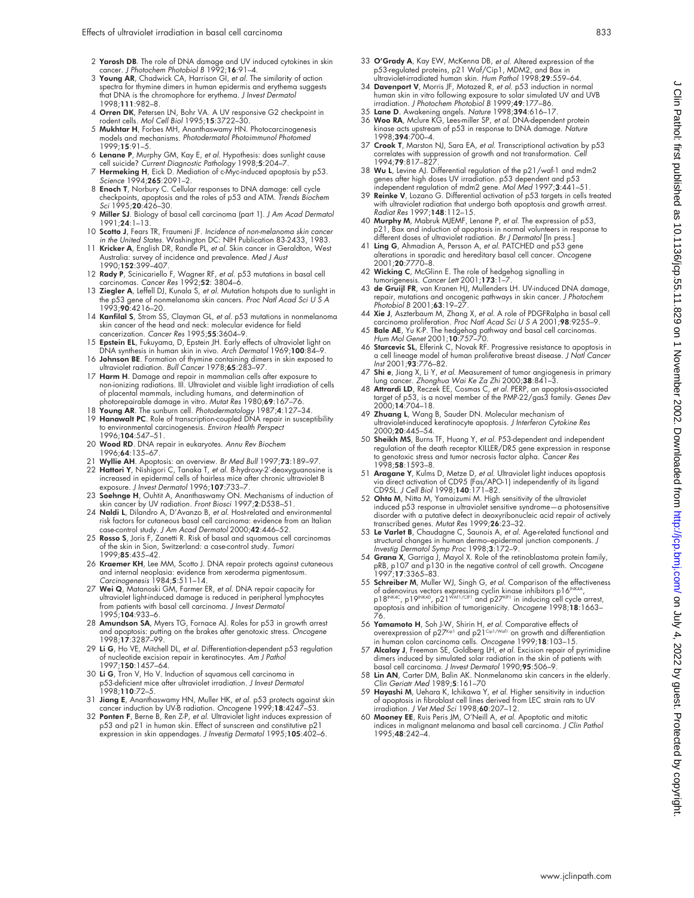2 **Yarosh DB**. The role of DNA damage and UV induced cytokines in skin cancer. *J Photochem Photobiol B* 1992;**16**:91–4.

3 **Young AR**, Chadwick CA, Harrison GI, *et al*. The similarity of action spectra for thymine dimers in human epidermis and erythema suggests that DNA is the chromophore for erythema. *J Invest Dermatol* 1998;**111**:982–8.

4 **Orren DK**, Petersen LN, Bohr VA. A UV responsive G2 checkpoint in rodent cells. *Mol Cell Biol* 1995;**15**:3722–30.

5 **Mukhtar H**, Forbes MH, Ananthaswamy HN. Photocarcinogenesis models and mechanisms. *Photodermatol Photoimmunol Photomed* 1999;**15**:91–5.

6 **Lenane P**, Murphy GM, Kay E, *et al*. Hypothesis: does sunlight cause cell suicide? *Current Diagnostic Pathology* 1998;**5**:204–7.

7 **Hermeking H**, Eick D. Mediation of c-Myc-induced apoptosis by p53. *Science* 1994;**265**:2091–2.

8 **Enoch T**, Norbury C. Cellular responses to DNA damage: cell cycle checkpoints, apoptosis and the roles of p53 and ATM. *Trends Biochem Sci* 1995;**20**:426–30.

9 **Miller SJ**. Biology of basal cell carcinoma (part 1). *J Am Acad Dermatol* 1991;**24**:1–13.

10 **Scotto J**, Fears TR, Fraumeni JF. *Incidence of non-melanoma skin cancer in the United States*. Washington DC: NIH Publication 83-2433, 1983.

11 **Kricker A**, English DR, Randle PL, *et al*. Skin cancer in Geraldton, West Australia: survey of incidence and prevalence. *Med J Aust* 1990;**152**:399–407.

12 **Rady P**, Scinicariello F, Wagner RF, *et al*. p53 mutations in basal cell carcinomas. *Cancer Res* 1992;**52**: 3804–6.

13 **Ziegler A**, Leffell DJ, Kunala S, *et al*. Mutation hotspots due to sunlight in the p53 gene of nonmelanoma skin cancers. *Proc Natl Acad Sci U S A* 1993;**90**:4216–20.

14 **Kanfilal S**, Strom SS, Clayman GL, *et al*. p53 mutations in nonmelanoma skin cancer of the head and neck: molecular evidence for field cancerization. *Cancer Res* 1995;**55**:3604–9.

15 **Epstein EL**, Fukuyama, D, Epstein JH. Early effects of ultraviolet light on DNA synthesis in human skin in vivo. *Arch Dermatol* 1969;**100**:84–9.

16 **Johnson BE**. Formation of thymine containing dimers in skin exposed to ultraviolet radiation. *Bull Cancer* 1978;**65**:283–97.

17 **Harm H**. Damage and repair in mammalian cells after exposure to non-ionizing radiations. III. Ultraviolet and visible light irradiation of cells of placental mammals, including humans, and determination of photorepairable damage in vitro. *Mutat Res* 1980;**69**:167–76.

18 **Young AR**. The sunburn cell. *Photodermatology* 1987;**4**:127–34.

19 **Hanawalt PC**. Role of transcription-coupled DNA repair in susceptibility to environmental carcinogenesis. *Environ Health Perspect* 1996;**104**:547–51.

20 **Wood RD**. DNA repair in eukaryotes. *Annu Rev Biochem* 1996;**64**:135–67.

21 **Wyllie AH**. Apoptosis: an overview. *Br Med Bull* 1997;**73**:189–97.

22 **Hattori Y**, Nishigori C, Tanaka T, *et al*. 8-hydroxy-2′-deoxyguanosine is increased in epidermal cells of hairless mice after chronic ultraviolet B exposure. *J Invest Dermatol* 1996;**107**:733–7.

23 **Soehnge H**, Ouhtit A, Ananthaswamy ON. Mechanisms of induction of skin cancer by UV radiation. *Front Biosci* 1997;**2**:D538–51.

24 **Naldi L**, Dilandro A, D'Avanzo B, *et al*. Host-related and environmental risk factors for cutaneous basal cell carcinoma: evidence from an Italian case-control study. *J Am Acad Dermatol* 2000;**42**:446–52.

25 **Rosso S**, Joris F, Zanetti R. Risk of basal and squamous cell carcinomas of the skin in Sion, Switzerland: a case-control study. *Tumori* 1999;**85**:435–42.

26 **Kraemer KH**, Lee MM, Scotto J. DNA repair protects against cutaneous and internal neoplasia: evidence from xeroderma pigmentosum. *Carcinogenesis* 1984;**5**:511–14.

27 **Wei Q**, Matanoski GM, Farmer ER, *et al*. DNA repair capacity for ultraviolet light-induced damage is reduced in peripheral lymphocytes from patients with basal cell carcinoma. *J Invest Dermatol* 1995;**104**:933–6.

28 **Amundson SA**, Myers TG, Fornace AJ. Roles for p53 in growth arrest and apoptosis: putting on the brakes after genotoxic stress. *Oncogene* 1998;**17**:3287–99.

29 **Li G**, Ho VE, Mitchell DL, *et al*. Differentiation-dependent p53 regulation of nucleotide excision repair in keratinocytes. *Am J Pathol* 1997;**150**:1457–64.

30 **Li G**, Tron V, Ho V. Induction of squamous cell carcinoma in p53-deficient mice after ultraviolet irradiation. *J Invest Dermatol* 1998;**110**:72–5.

31 **Jiang E**, Ananthaswamy HN, Muller HK, *et al*. p53 protects against skin cancer induction by UV-B radiation. *Oncogene* 1999;**18**:4247–53.

32 **Ponten F**, Berne B, Ren Z-P, *et al*. Ultraviolet light induces expression of p53 and p21 in human skin. Effect of sunscreen and constitutive p21 expression in skin appendages. *J Investig Dermatol* 1995;**105**:402–6.

33 **O'Grady A**, Kay EW, McKenna DB, *et al*. Altered expression of the p53-regulated proteins, p21 Waf/Cip1, MDM2, and Bax in ultraviolet-irradiated human skin. *Hum Pathol* 1998;**29**:559–64.

34 **Davenport V**, Morris JF, Motazed R, *et al*. p53 induction in normal human skin in vitro following exposure to solar simulated UV and UVB irradiation. *J Photochem Photobiol B* 1999;**49**:177–86.

35 **Lane D**. Awakening angels. *Nature* 1998;**394**:616–17.

36 **Woo RA**, Mclure KG, Lees-miller SP, *et al*. DNA-dependent protein kinase acts upstream of p53 in response to DNA damage. *Nature* 1998;**394**:700–4.

37 **Crook T**, Marston NJ, Sara EA, *et al*. Transcriptional activation by p53 correlates with suppression of growth and not transformation. *Cell* 1994;**79**:817–827.

38 **Wu L**, Levine AJ. Differential regulation of the p21/waf-1 and mdm2 genes after high doses UV irradiation. p53 dependent and p53 independent regulation of mdm2 gene. *Mol Med* 1997;**3**:441–51.

39 **Reinke V**, Lozano G. Differential activation of p53 targets in cells treated with ultraviolet radiation that undergo both apoptosis and growth arrest. *Radiat Res* 1997;**148**:112–15.

40 **Murphy M**, Mabruk MJEMF, Lenane P, *et al*. The expression of p53, p21, Bax and induction of apoptosis in normal volunteers in response to different doses of ultraviolet radiation. *Br J Dermatol* [In press.]

41 **Ling G**, Ahmadian A, Persson A, *et al*. PATCHED and p53 gene alterations in sporadic and hereditary basal cell cancer. *Oncogene* 2001;**20**:7770–8.

42 **Wicking C**, McGlinn E. The role of hedgehog signalling in tumorigenesis. *Cancer Lett* 2001;**173**:1–7.

43 **de Gruijl FR**, van Kranen HJ, Mullenders LH. UV-induced DNA damage, repair, mutations and oncogenic pathways in skin cancer. *J Photochem Photobiol B* 2001;**63**:19–27.

44 **Xie J**, Aszterbaum M, Zhang X, *et al*. A role of PDGFRalpha in basal cell carcinoma proliferation. *Proc Natl Acad Sci U S A* 2001;**98**:9255–9.

45 **Bale AE**, Yu K-P. The hedgehog pathway and basal cell carcinomas. *Hum Mol Genet* 2001;**10**:757–70.

46 **Starcevic SL**, Elferink C, Novak RF. Progressive resistance to apoptosis in a cell lineage model of human proliferative breast disease. *J Natl Cancer Inst* 2001;**93**:776–82.

47 **Shi e**, Jiang X, Li Y, *et al*. Measurement of tumor angiogenesis in primary lung cancer. *Zhonghua Wai Ke Za Zhi* 2000;**38**:841–3.

48 **Attrardi LD**, Reczek EE, Cosmas C, *et al*. PERP, an apoptosis-associated target of p53, is a novel member of the PMP-22/gas3 family. *Genes Dev* 2000;**14**:704–18.

49 **Zhuang L**, Wang B, Sauder DN. Molecular mechanism of ultraviolet-induced keratinocyte apoptosis. *J Interferon Cytokine Res* 2000;**20**:445–54.

50 **Sheikh MS**, Burns TF, Huang Y, *et al*. P53-dependent and independent regulation of the death receptor KILLER/DR5 gene expression in response to genotoxic stress and tumor necrosis factor alpha. *Cancer Res* 1998;**58**:1593–8.

51 **Aragane Y**, Kulms D, Metze D, *et al*. Ultraviolet light induces apoptosis via direct activation of CD95 (Fas/APO-1) independently of its ligand CD95L. *J Cell Biol* 1998;**140**:171–82.

52 **Ohta M**, Nitta M, Yamaizumi M. High sensitivity of the ultraviolet induced p53 response in ultraviolet sensitive syndrome—a photosensitive disorder with a putative defect in deoxyribonucleic acid repair of actively transcribed genes. *Mutat Res* 1999;**26**:23–32.

53 **Le Varlet B**, Chaudagne C, Saunois A, *et al*. Age-related functional and structural changes in human dermo–epidermal junction components. *J Investig Dermatol Symp Proc* 1998;**3**:172–9.

54 **Grana X**, Garriga J, Mayol X. Role of the retinoblastoma protein family, pRB, p107 and p130 in the negative control of cell growth. *Oncogene* 1997;**17**:3365–83.

55 **Schreiber M**, Muller WJ, Singh G, *et al*. Comparison of the effectiveness of adenovirus vectors expressing cyclin kinase inhibitors p16$^{INK4A}$, p18$^{INK4C}$, p19$^{INK4D}$, p21$^{WAF1/CIP1}$ and p27$^{KIP1}$ in inducing cell cycle arrest, apoptosis and inhibition of tumorigenicity. *Oncogene* 1998;**18**:1663–76.

56 **Yamamoto H**, Soh J-W, Shirin H, *et al*. Comparative effects of overexpression of p27$^{Kip1}$ and p21$^{Cip1/Waf1}$ on growth and differentiation in human colon carcinoma cells. *Oncogene* 1999;**18**:103–15.

57 **Alcalay J**, Freeman SE, Goldberg LH, *et al*. Excision repair of pyrimidine dimers induced by simulated solar radiation in the skin of patients with basal cell carcinoma. *J Invest Dermatol* 1990;**95**:506–9.

58 **Lin AN**, Carter DM, Balin AK. Nonmelanoma skin cancers in the elderly. *Clin Geriatr Med* 1989;**5**:161–70

59 **Hayashi M**, Uehara K, Ichikawa Y, *et al*. Higher sensitivity in induction of apoptosis in fibroblast cell lines derived from LEC strain rats to UV irradiation. *J Vet Med Sci* 1998;**60**:207–12.

60 **Mooney EE**, Ruis Peris JM, O'Neill A, *et al*. Apoptotic and mitotic indices in malignant melanoma and basal cell carcinoma. *J Clin Pathol* 1995;**48**:242–4.